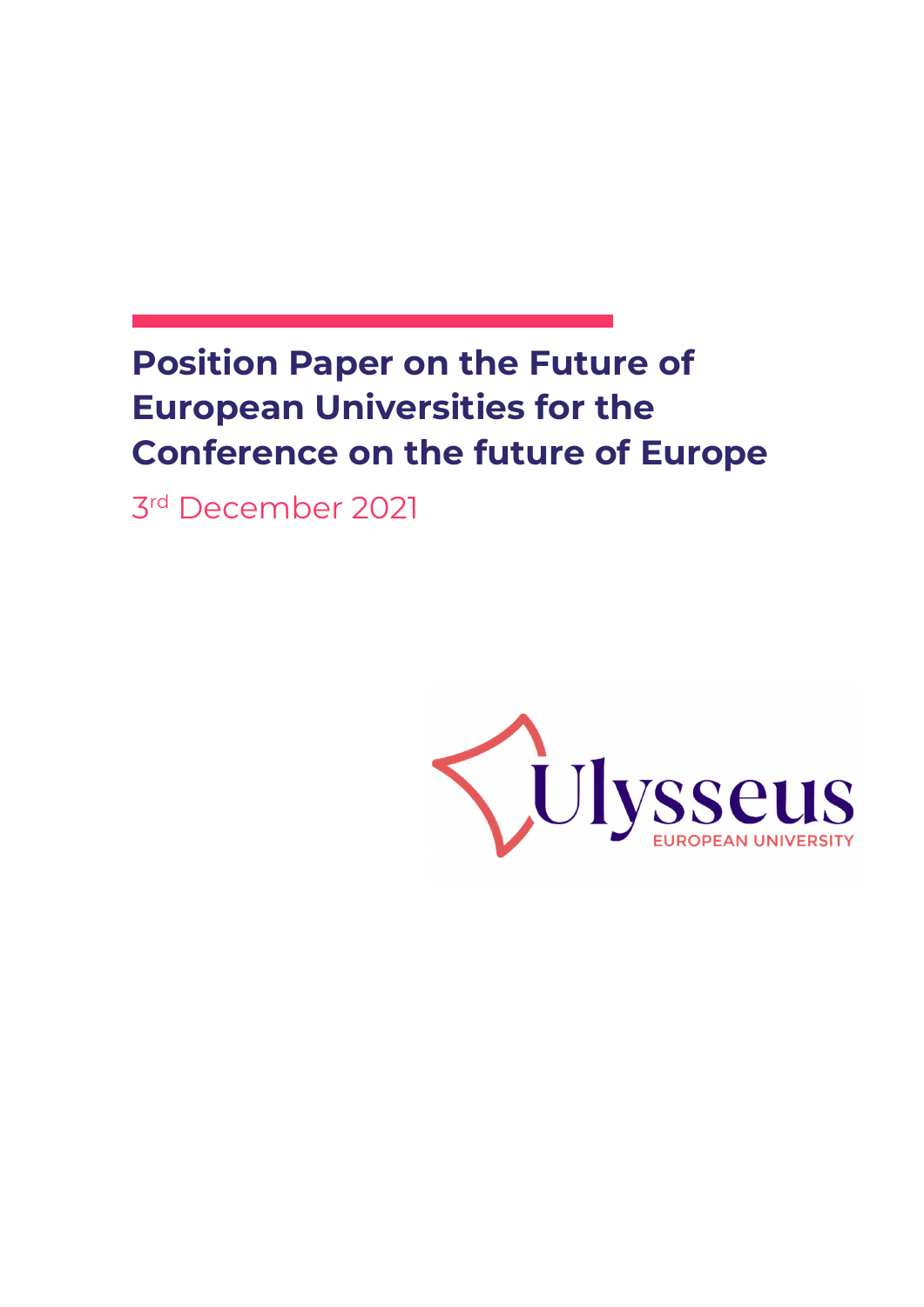# Position Paper on the Future of European Universities for the Conference on the future of Europe

3rd December 2021

Ulysseus

EUROPEAN UNIVERSITY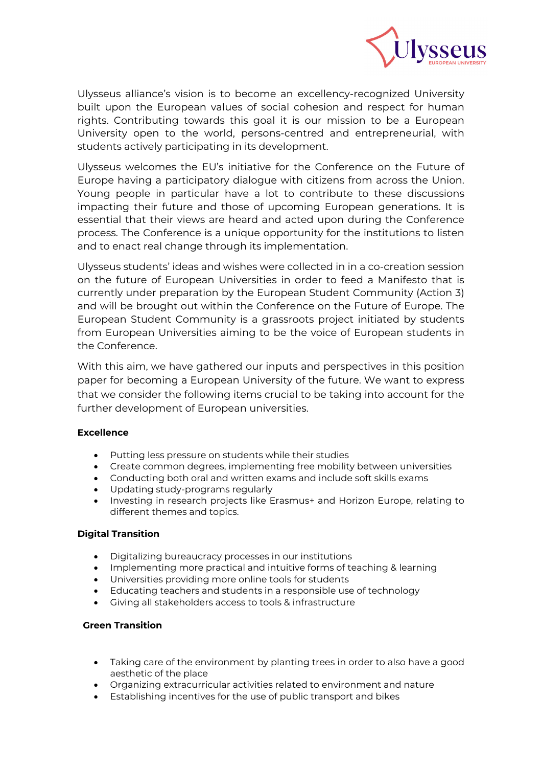Ulysseus alliance's vision is to become an excellency-recognized University built upon the European values of social cohesion and respect for human rights. Contributing towards this goal it is our mission to be a European University open to the world, persons-centred and entrepreneurial, with students actively participating in its development.

Ulysseus welcomes the EU's initiative for the Conference on the Future of Europe having a participatory dialogue with citizens from across the Union. Young people in particular have a lot to contribute to these discussions impacting their future and those of upcoming European generations. It is essential that their views are heard and acted upon during the Conference process. The Conference is a unique opportunity for the institutions to listen and to enact real change through its implementation.

Ulysseus students' ideas and wishes were collected in in a co-creation session on the future of European Universities in order to feed a Manifesto that is currently under preparation by the European Student Community (Action 3) and will be brought out within the Conference on the Future of Europe. The European Student Community is a grassroots project initiated by students from European Universities aiming to be the voice of European students in the Conference.

With this aim, we have gathered our inputs and perspectives in this position paper for becoming a European University of the future. We want to express that we consider the following items crucial to be taking into account for the further development of European universities.

**Excellence**

- Putting less pressure on students while their studies
- Create common degrees, implementing free mobility between universities
- Conducting both oral and written exams and include soft skills exams
- Updating study-programs regularly
- Investing in research projects like Erasmus+ and Horizon Europe, relating to different themes and topics.

**Digital Transition**

- Digitalizing bureaucracy processes in our institutions
- Implementing more practical and intuitive forms of teaching & learning
- Universities providing more online tools for students
- Educating teachers and students in a responsible use of technology
- Giving all stakeholders access to tools & infrastructure

**Green Transition**

- Taking care of the environment by planting trees in order to also have a good aesthetic of the place
- Organizing extracurricular activities related to environment and nature
- Establishing incentives for the use of public transport and bikes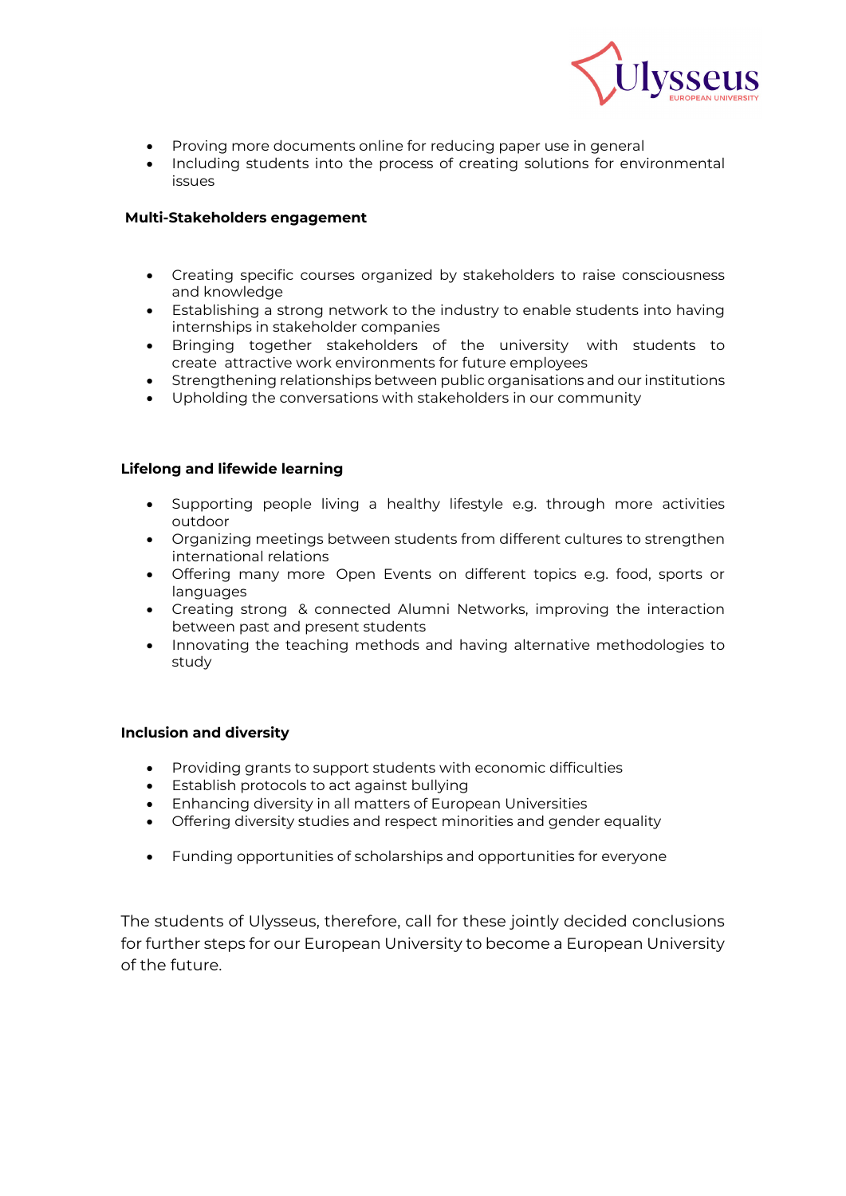- Proving more documents online for reducing paper use in general
- Including students into the process of creating solutions for environmental issues

**Multi-Stakeholders engagement**

- Creating specific courses organized by stakeholders to raise consciousness and knowledge
- Establishing a strong network to the industry to enable students into having internships in stakeholder companies
- Bringing together stakeholders of the university with students to create attractive work environments for future employees
- Strengthening relationships between public organisations and our institutions
- Upholding the conversations with stakeholders in our community

**Lifelong and lifewide learning**

- Supporting people living a healthy lifestyle e.g. through more activities outdoor
- Organizing meetings between students from different cultures to strengthen international relations
- Offering many more Open Events on different topics e.g. food, sports or languages
- Creating strong & connected Alumni Networks, improving the interaction between past and present students
- Innovating the teaching methods and having alternative methodologies to study

**Inclusion and diversity**

- Providing grants to support students with economic difficulties
- Establish protocols to act against bullying
- Enhancing diversity in all matters of European Universities
- Offering diversity studies and respect minorities and gender equality
- Funding opportunities of scholarships and opportunities for everyone

The students of Ulysseus, therefore, call for these jointly decided conclusions for further steps for our European University to become a European University of the future.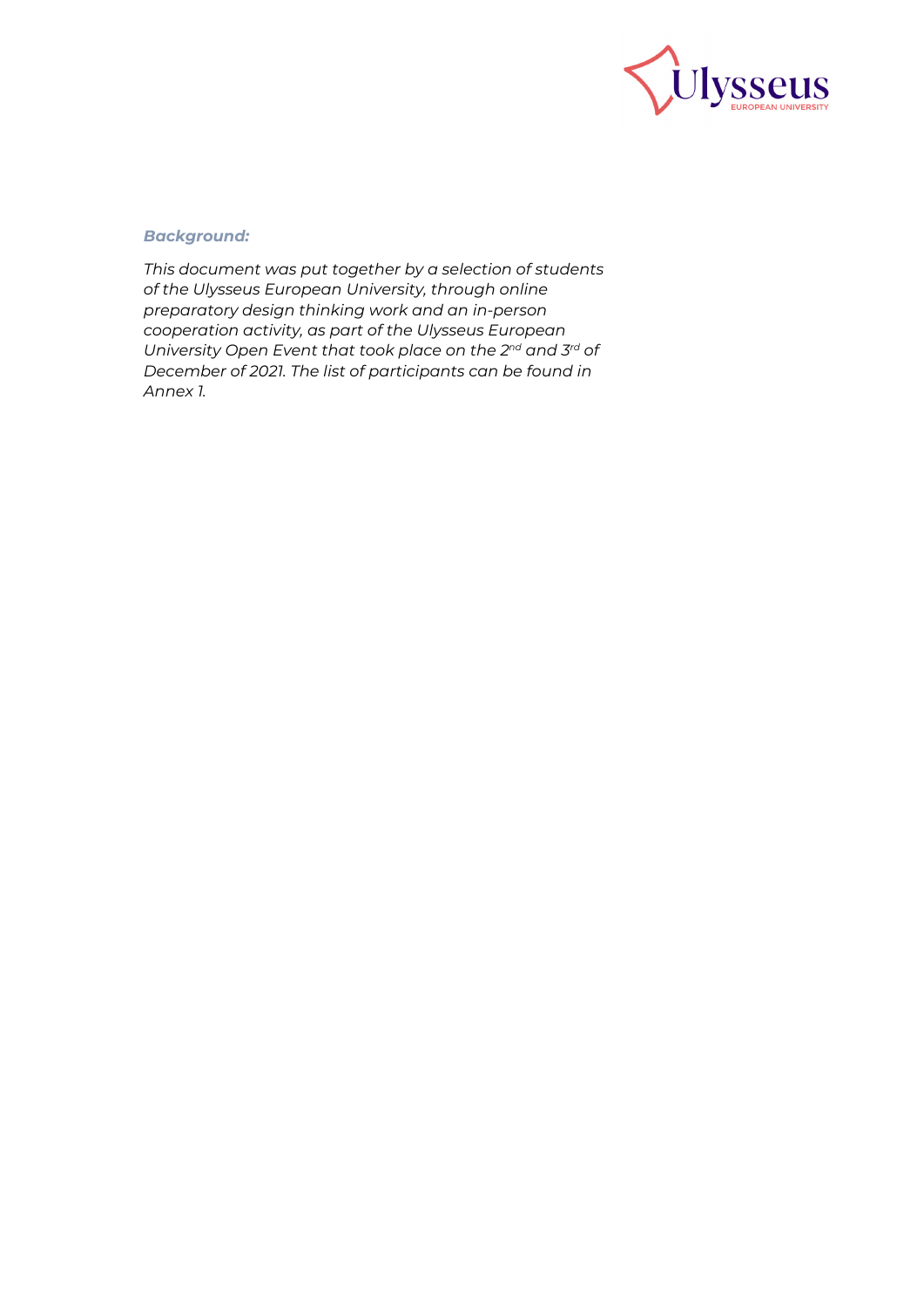***Background:***

*This document was put together by a selection of students of the Ulysseus European University, through online preparatory design thinking work and an in-person cooperation activity, as part of the Ulysseus European University Open Event that took place on the 2nd and 3rd of December of 2021. The list of participants can be found in Annex 1.*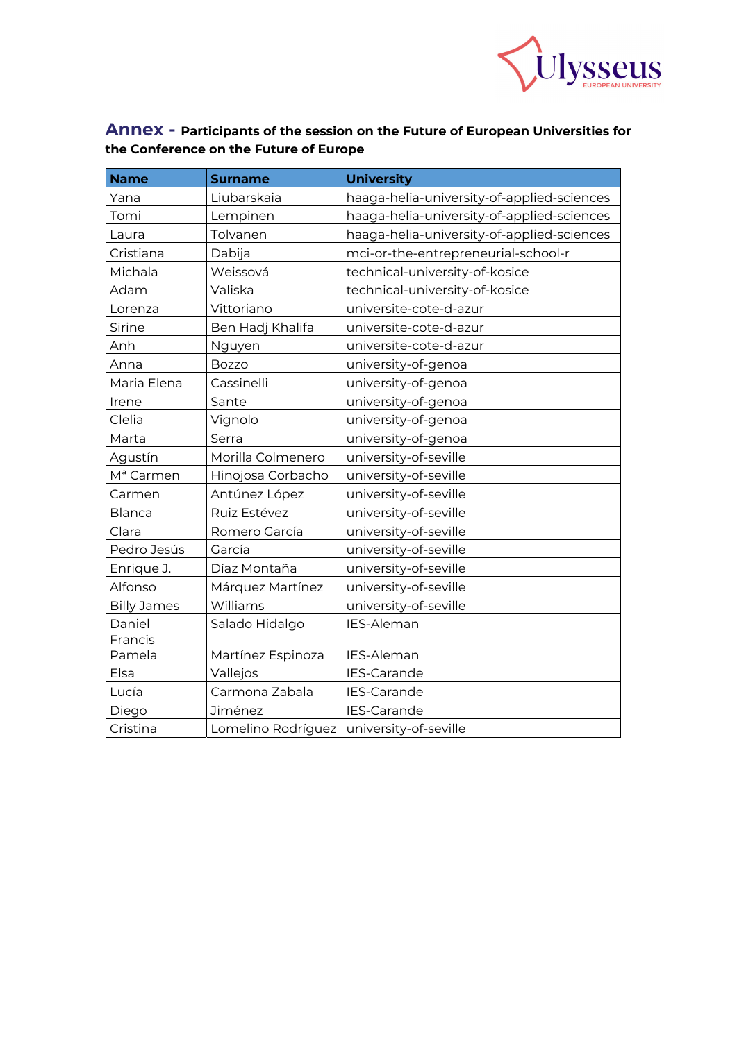## Annex - Participants of the session on the Future of European Universities for the Conference on the Future of Europe

| Name | Surname | University |
|---|---|---|
| Yana | Liubarskaia | haaga-helia-university-of-applied-sciences |
| Tomi | Lempinen | haaga-helia-university-of-applied-sciences |
| Laura | Tolvanen | haaga-helia-university-of-applied-sciences |
| Cristiana | Dabija | mci-or-the-entrepreneurial-school-r |
| Michala | Weissová | technical-university-of-kosice |
| Adam | Valiska | technical-university-of-kosice |
| Lorenza | Vittoriano | universite-cote-d-azur |
| Sirine | Ben Hadj Khalifa | universite-cote-d-azur |
| Anh | Nguyen | universite-cote-d-azur |
| Anna | Bozzo | university-of-genoa |
| Maria Elena | Cassinelli | university-of-genoa |
| Irene | Sante | university-of-genoa |
| Clelia | Vignolo | university-of-genoa |
| Marta | Serra | university-of-genoa |
| Agustín | Morilla Colmenero | university-of-seville |
| Mª Carmen | Hinojosa Corbacho | university-of-seville |
| Carmen | Antúnez López | university-of-seville |
| Blanca | Ruiz Estévez | university-of-seville |
| Clara | Romero García | university-of-seville |
| Pedro Jesús | García | university-of-seville |
| Enrique J. | Díaz Montaña | university-of-seville |
| Alfonso | Márquez Martínez | university-of-seville |
| Billy James | Williams | university-of-seville |
| Daniel | Salado Hidalgo | IES-Aleman |
| Francis Pamela | Martínez Espinoza | IES-Aleman |
| Elsa | Vallejos | IES-Carande |
| Lucía | Carmona Zabala | IES-Carande |
| Diego | Jiménez | IES-Carande |
| Cristina | Lomelino Rodríguez | university-of-seville |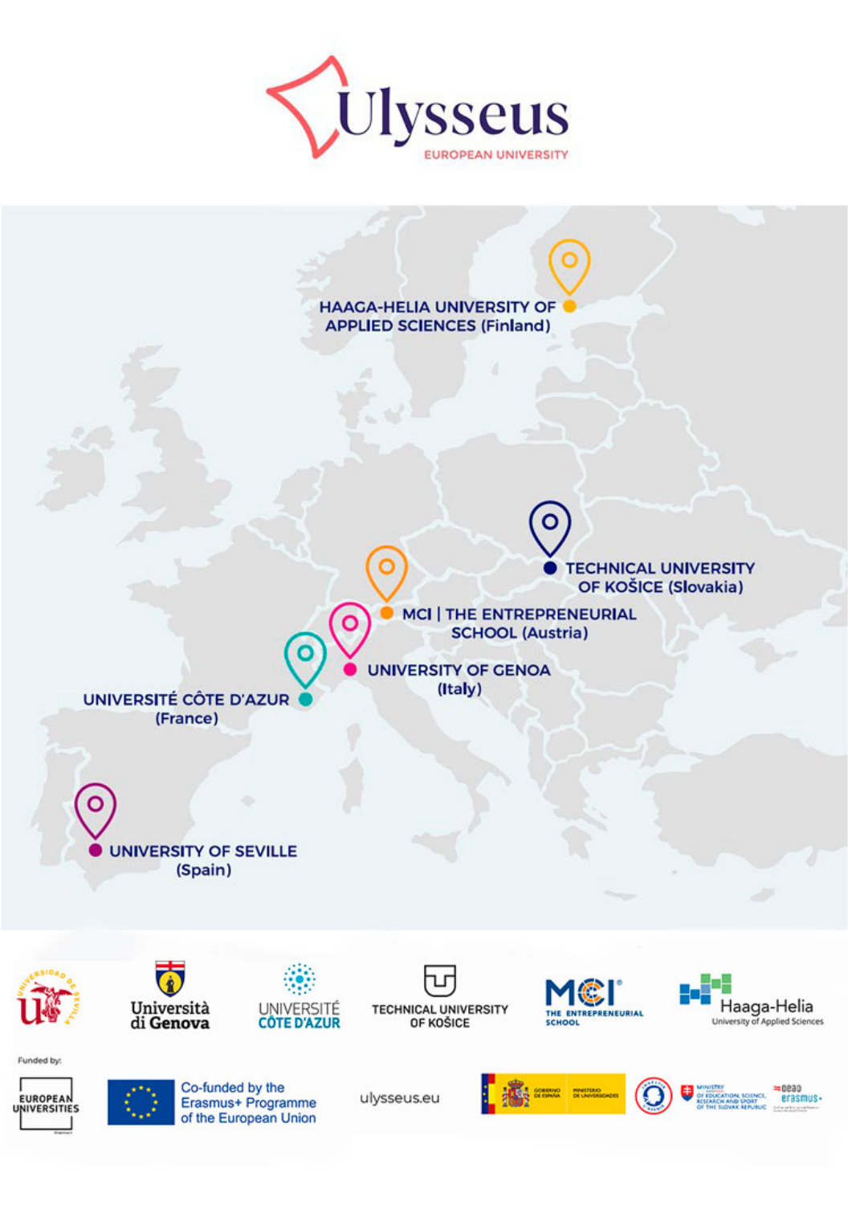# Ulysseus

EUROPEAN UNIVERSITY

HAAGA-HELIA UNIVERSITY OF APPLIED SCIENCES (Finland)

TECHNICAL UNIVERSITY OF KOŠICE (Slovakia)

MCI | THE ENTREPRENEURIAL SCHOOL (Austria)

UNIVERSITY OF GENOA (Italy)

UNIVERSITÉ CÔTE D'AZUR (France)

UNIVERSITY OF SEVILLE (Spain)

Università di Genova

UNIVERSITÉ CÔTE D'AZUR

TECHNICAL UNIVERSITY OF KOŠICE

MCI THE ENTREPRENEURIAL SCHOOL

Haaga-Helia University of Applied Sciences

Funded by:

EUROPEAN UNIVERSITIES

Co-funded by the Erasmus+ Programme of the European Union

ulysseus.eu